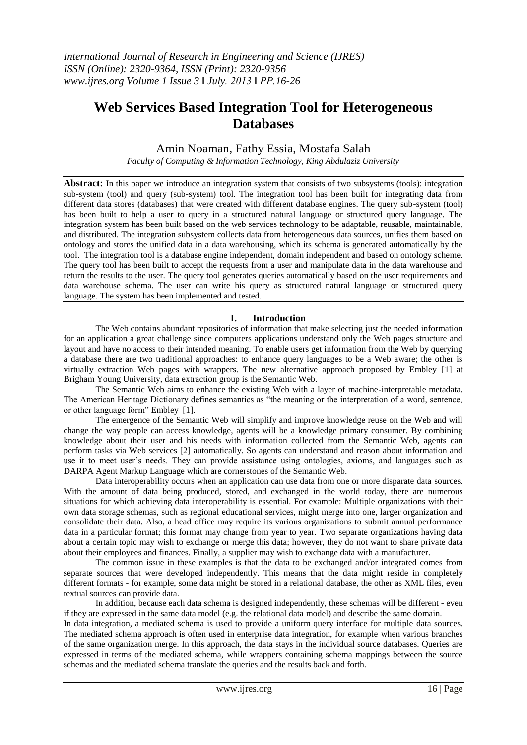# Web Services Based Integration Tool for Heterogeneous Databases

Amin Noaman, Fathy Essia, Mostafa Salah

*Faculty of Computing & Information Technology, King Abdulaziz University*

**Abstract:** In this paper we introduce an integration system that consists of two subsystems (tools): integration sub-system (tool) and query (sub-system) tool. The integration tool has been built for integrating data from different data stores (databases) that were created with different database engines. The query sub-system (tool) has been built to help a user to query in a structured natural language or structured query language. The integration system has been built based on the web services technology to be adaptable, reusable, maintainable, and distributed. The integration subsystem collects data from heterogeneous data sources, unifies them based on ontology and stores the unified data in a data warehousing, which its schema is generated automatically by the tool. The integration tool is a database engine independent, domain independent and based on ontology scheme. The query tool has been built to accept the requests from a user and manipulate data in the data warehouse and return the results to the user. The query tool generates queries automatically based on the user requirements and data warehouse schema. The user can write his query as structured natural language or structured query language. The system has been implemented and tested.

## I. Introduction

The Web contains abundant repositories of information that make selecting just the needed information for an application a great challenge since computers applications understand only the Web pages structure and layout and have no access to their intended meaning. To enable users get information from the Web by querying a database there are two traditional approaches: to enhance query languages to be a Web aware; the other is virtually extraction Web pages with wrappers. The new alternative approach proposed by Embley [1] at Brigham Young University, data extraction group is the Semantic Web.

The Semantic Web aims to enhance the existing Web with a layer of machine-interpretable metadata. The American Heritage Dictionary defines semantics as "the meaning or the interpretation of a word, sentence, or other language form" Embley [1].

The emergence of the Semantic Web will simplify and improve knowledge reuse on the Web and will change the way people can access knowledge, agents will be a knowledge primary consumer. By combining knowledge about their user and his needs with information collected from the Semantic Web, agents can perform tasks via Web services [2] automatically. So agents can understand and reason about information and use it to meet user's needs. They can provide assistance using ontologies, axioms, and languages such as DARPA Agent Markup Language which are cornerstones of the Semantic Web.

Data interoperability occurs when an application can use data from one or more disparate data sources. With the amount of data being produced, stored, and exchanged in the world today, there are numerous situations for which achieving data interoperability is essential. For example: Multiple organizations with their own data storage schemas, such as regional educational services, might merge into one, larger organization and consolidate their data. Also, a head office may require its various organizations to submit annual performance data in a particular format; this format may change from year to year. Two separate organizations having data about a certain topic may wish to exchange or merge this data; however, they do not want to share private data about their employees and finances. Finally, a supplier may wish to exchange data with a manufacturer.

The common issue in these examples is that the data to be exchanged and/or integrated comes from separate sources that were developed independently. This means that the data might reside in completely different formats - for example, some data might be stored in a relational database, the other as XML files, even textual sources can provide data.

In addition, because each data schema is designed independently, these schemas will be different - even if they are expressed in the same data model (e.g. the relational data model) and describe the same domain.

In data integration, a mediated schema is used to provide a uniform query interface for multiple data sources. The mediated schema approach is often used in enterprise data integration, for example when various branches of the same organization merge. In this approach, the data stays in the individual source databases. Queries are expressed in terms of the mediated schema, while wrappers containing schema mappings between the source schemas and the mediated schema translate the queries and the results back and forth.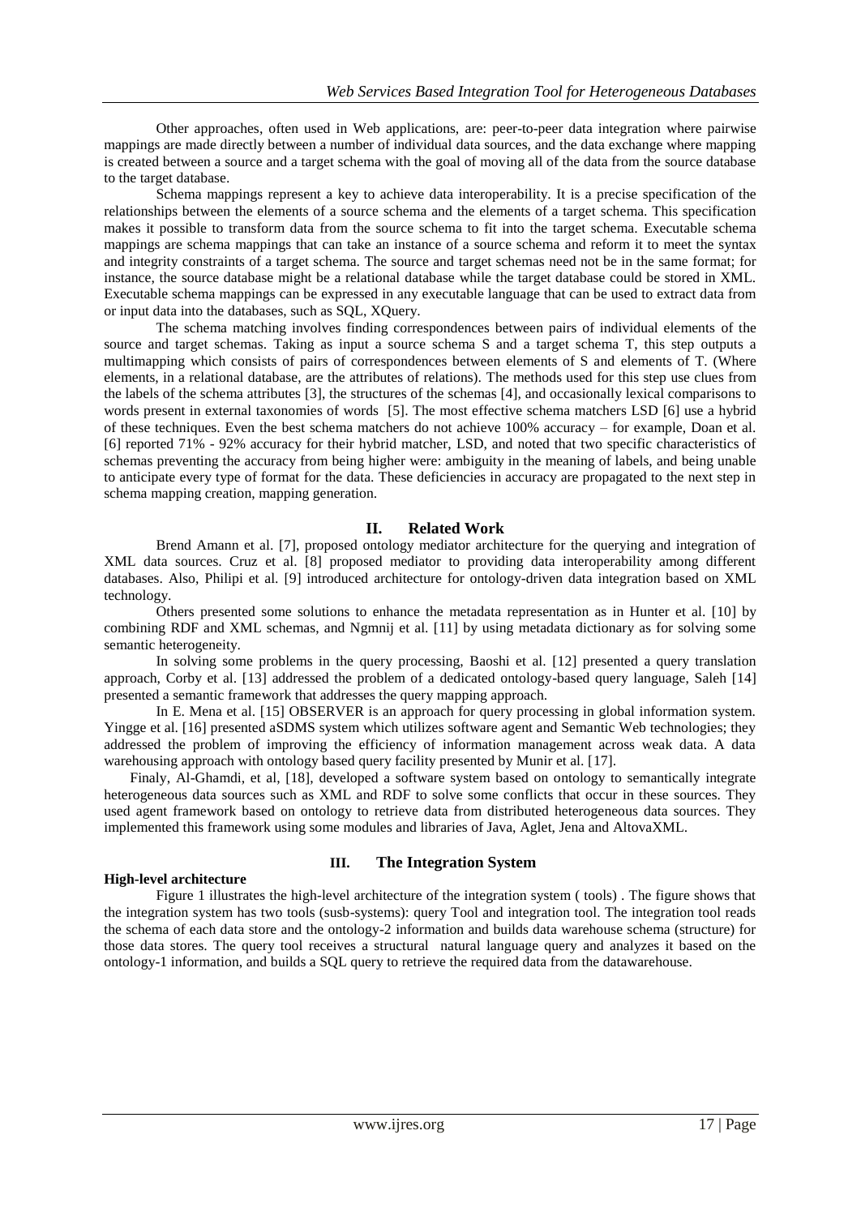Other approaches, often used in Web applications, are: peer-to-peer data integration where pairwise mappings are made directly between a number of individual data sources, and the data exchange where mapping is created between a source and a target schema with the goal of moving all of the data from the source database to the target database.

Schema mappings represent a key to achieve data interoperability. It is a precise specification of the relationships between the elements of a source schema and the elements of a target schema. This specification makes it possible to transform data from the source schema to fit into the target schema. Executable schema mappings are schema mappings that can take an instance of a source schema and reform it to meet the syntax and integrity constraints of a target schema. The source and target schemas need not be in the same format; for instance, the source database might be a relational database while the target database could be stored in XML. Executable schema mappings can be expressed in any executable language that can be used to extract data from or input data into the databases, such as SQL, XQuery.

The schema matching involves finding correspondences between pairs of individual elements of the source and target schemas. Taking as input a source schema S and a target schema T, this step outputs a multimapping which consists of pairs of correspondences between elements of S and elements of T. (Where elements, in a relational database, are the attributes of relations). The methods used for this step use clues from the labels of the schema attributes [3], the structures of the schemas [4], and occasionally lexical comparisons to words present in external taxonomies of words [5]. The most effective schema matchers LSD [6] use a hybrid of these techniques. Even the best schema matchers do not achieve 100% accuracy – for example, Doan et al. [6] reported 71% - 92% accuracy for their hybrid matcher, LSD, and noted that two specific characteristics of schemas preventing the accuracy from being higher were: ambiguity in the meaning of labels, and being unable to anticipate every type of format for the data. These deficiencies in accuracy are propagated to the next step in schema mapping creation, mapping generation.

## II. Related Work

Brend Amann et al. [7], proposed ontology mediator architecture for the querying and integration of XML data sources. Cruz et al. [8] proposed mediator to providing data interoperability among different databases. Also, Philipi et al. [9] introduced architecture for ontology-driven data integration based on XML technology.

Others presented some solutions to enhance the metadata representation as in Hunter et al. [10] by combining RDF and XML schemas, and Ngmnij et al. [11] by using metadata dictionary as for solving some semantic heterogeneity.

In solving some problems in the query processing, Baoshi et al. [12] presented a query translation approach, Corby et al. [13] addressed the problem of a dedicated ontology-based query language, Saleh [14] presented a semantic framework that addresses the query mapping approach.

In E. Mena et al. [15] OBSERVER is an approach for query processing in global information system. Yingge et al. [16] presented aSDMS system which utilizes software agent and Semantic Web technologies; they addressed the problem of improving the efficiency of information management across weak data. A data warehousing approach with ontology based query facility presented by Munir et al. [17].

Finaly, Al-Ghamdi, et al, [18], developed a software system based on ontology to semantically integrate heterogeneous data sources such as XML and RDF to solve some conflicts that occur in these sources. They used agent framework based on ontology to retrieve data from distributed heterogeneous data sources. They implemented this framework using some modules and libraries of Java, Aglet, Jena and AltovaXML.

## III. The Integration System

**High-level architecture**

Figure 1 illustrates the high-level architecture of the integration system ( tools) . The figure shows that the integration system has two tools (susb-systems): query Tool and integration tool. The integration tool reads the schema of each data store and the ontology-2 information and builds data warehouse schema (structure) for those data stores. The query tool receives a structural natural language query and analyzes it based on the ontology-1 information, and builds a SQL query to retrieve the required data from the datawarehouse.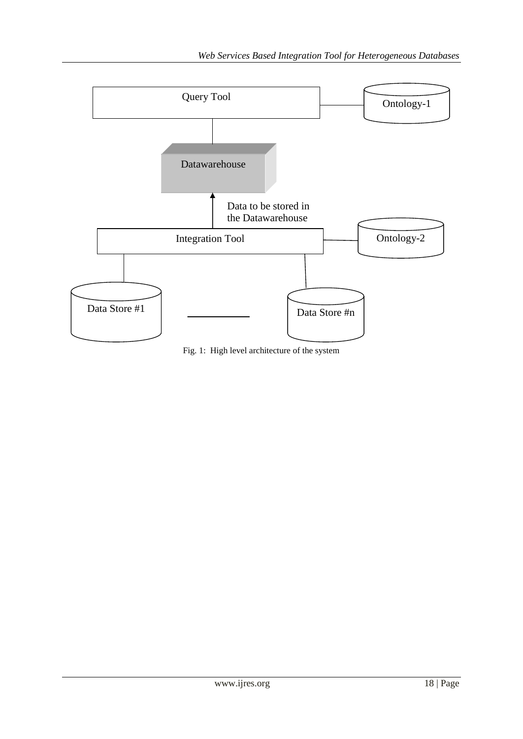Fig. 1: High level architecture of the system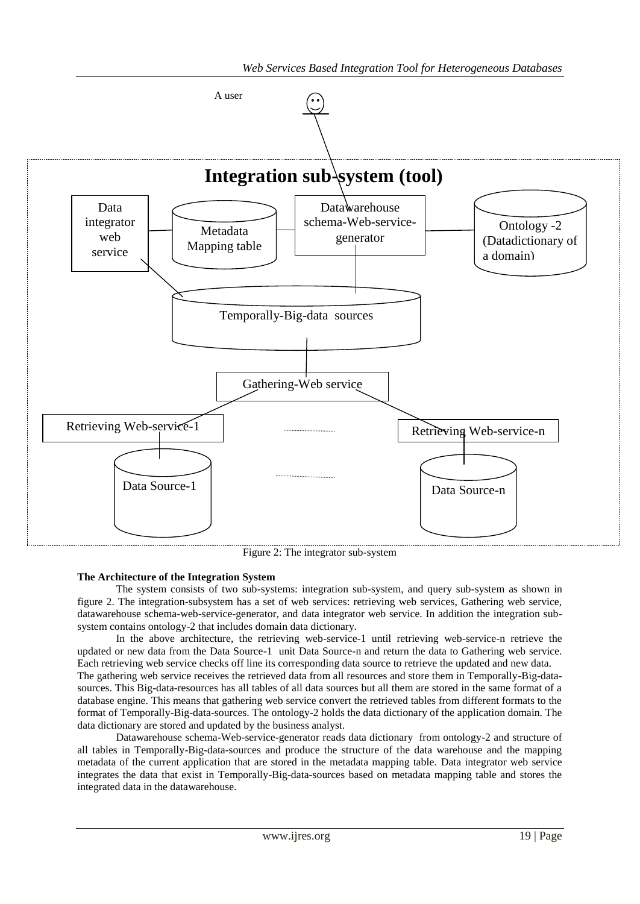Figure 2: The integrator sub-system

**The Architecture of the Integration System**

The system consists of two sub-systems: integration sub-system, and query sub-system as shown in figure 2. The integration-subsystem has a set of web services: retrieving web services, Gathering web service, datawarehouse schema-web-service-generator, and data integrator web service. In addition the integration sub-system contains ontology-2 that includes domain data dictionary.

In the above architecture, the retrieving web-service-1 until retrieving web-service-n retrieve the updated or new data from the Data Source-1 unit Data Source-n and return the data to Gathering web service. Each retrieving web service checks off line its corresponding data source to retrieve the updated and new data.
The gathering web service receives the retrieved data from all resources and store them in Temporally-Big-data-sources. This Big-data-resources has all tables of all data sources but all them are stored in the same format of a database engine. This means that gathering web service convert the retrieved tables from different formats to the format of Temporally-Big-data-sources. The ontology-2 holds the data dictionary of the application domain. The data dictionary are stored and updated by the business analyst.

Datawarehouse schema-Web-service-generator reads data dictionary from ontology-2 and structure of all tables in Temporally-Big-data-sources and produce the structure of the data warehouse and the mapping metadata of the current application that are stored in the metadata mapping table. Data integrator web service integrates the data that exist in Temporally-Big-data-sources based on metadata mapping table and stores the integrated data in the datawarehouse.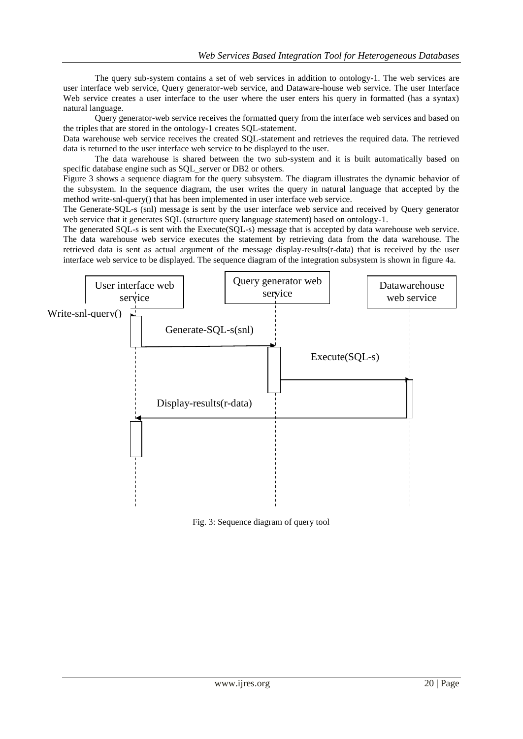The query sub-system contains a set of web services in addition to ontology-1. The web services are user interface web service, Query generator-web service, and Dataware-house web service. The user Interface Web service creates a user interface to the user where the user enters his query in formatted (has a syntax) natural language.

Query generator-web service receives the formatted query from the interface web services and based on the triples that are stored in the ontology-1 creates SQL-statement.

Data warehouse web service receives the created SQL-statement and retrieves the required data. The retrieved data is returned to the user interface web service to be displayed to the user.

The data warehouse is shared between the two sub-system and it is built automatically based on specific database engine such as SQL_server or DB2 or others.

Figure 3 shows a sequence diagram for the query subsystem. The diagram illustrates the dynamic behavior of the subsystem. In the sequence diagram, the user writes the query in natural language that accepted by the method write-snl-query() that has been implemented in user interface web service.

The Generate-SQL-s (snl) message is sent by the user interface web service and received by Query generator web service that it generates SQL (structure query language statement) based on ontology-1.

The generated SQL-s is sent with the Execute(SQL-s) message that is accepted by data warehouse web service. The data warehouse web service executes the statement by retrieving data from the data warehouse. The retrieved data is sent as actual argument of the message display-results(r-data) that is received by the user interface web service to be displayed. The sequence diagram of the integration subsystem is shown in figure 4a.

User interface web service | Query generator web service | Datawarehouse web service

Write-snl-query()

Generate-SQL-s(snl)

Execute(SQL-s)

Display-results(r-data)

Fig. 3: Sequence diagram of query tool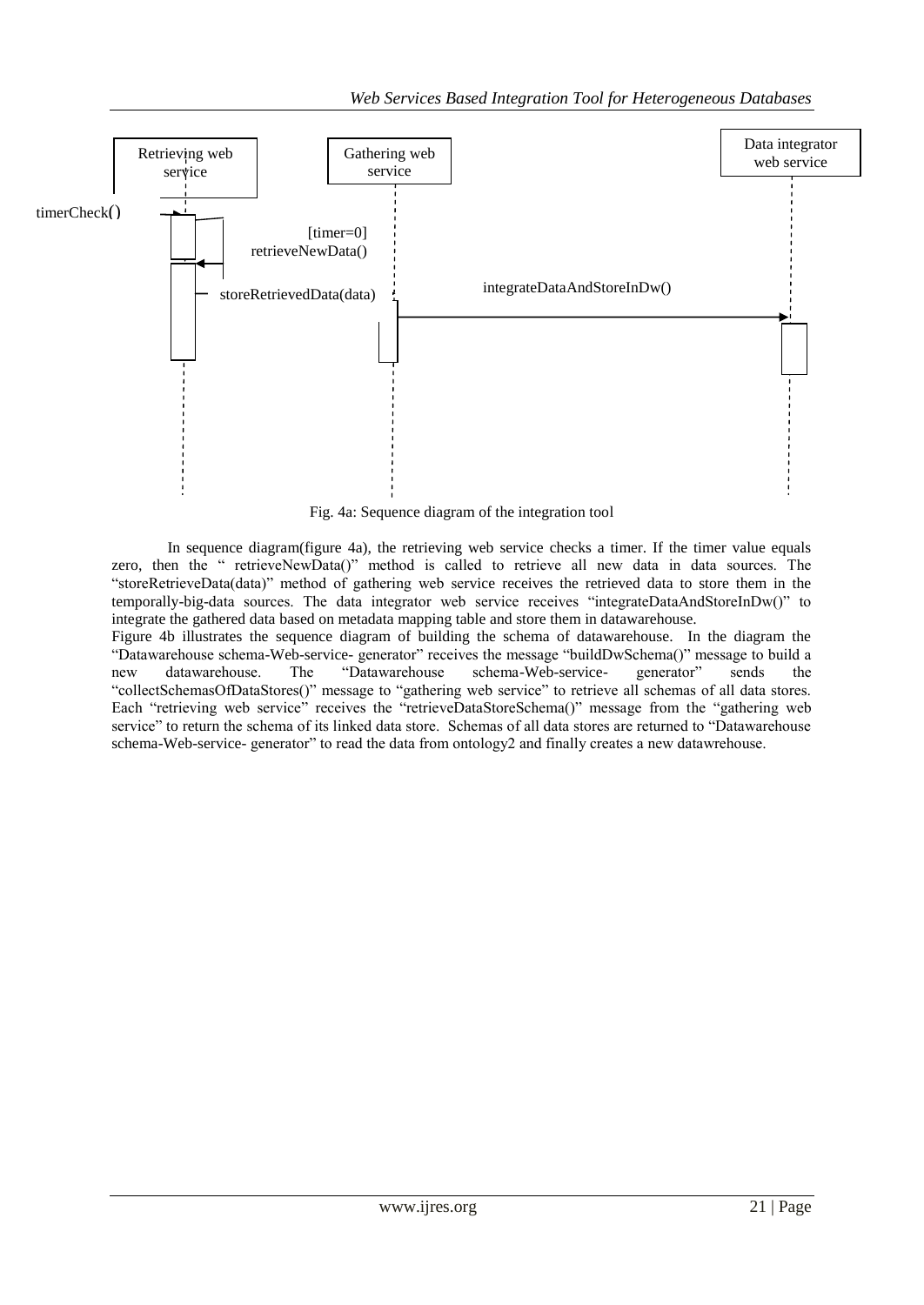Fig. 4a: Sequence diagram of the integration tool

In sequence diagram(figure 4a), the retrieving web service checks a timer. If the timer value equals zero, then the " retrieveNewData()" method is called to retrieve all new data in data sources. The "storeRetrieveData(data)" method of gathering web service receives the retrieved data to store them in the temporally-big-data sources. The data integrator web service receives "integrateDataAndStoreInDw()" to integrate the gathered data based on metadata mapping table and store them in datawarehouse.

Figure 4b illustrates the sequence diagram of building the schema of datawarehouse. In the diagram the "Datawarehouse schema-Web-service- generator" receives the message "buildDwSchema()" message to build a new datawarehouse. The "Datawarehouse schema-Web-service- generator" sends the "collectSchemasOfDataStores()" message to "gathering web service" to retrieve all schemas of all data stores. Each "retrieving web service" receives the "retrieveDataStoreSchema()" message from the "gathering web service" to return the schema of its linked data store. Schemas of all data stores are returned to "Datawarehouse schema-Web-service- generator" to read the data from ontology2 and finally creates a new datawrehouse.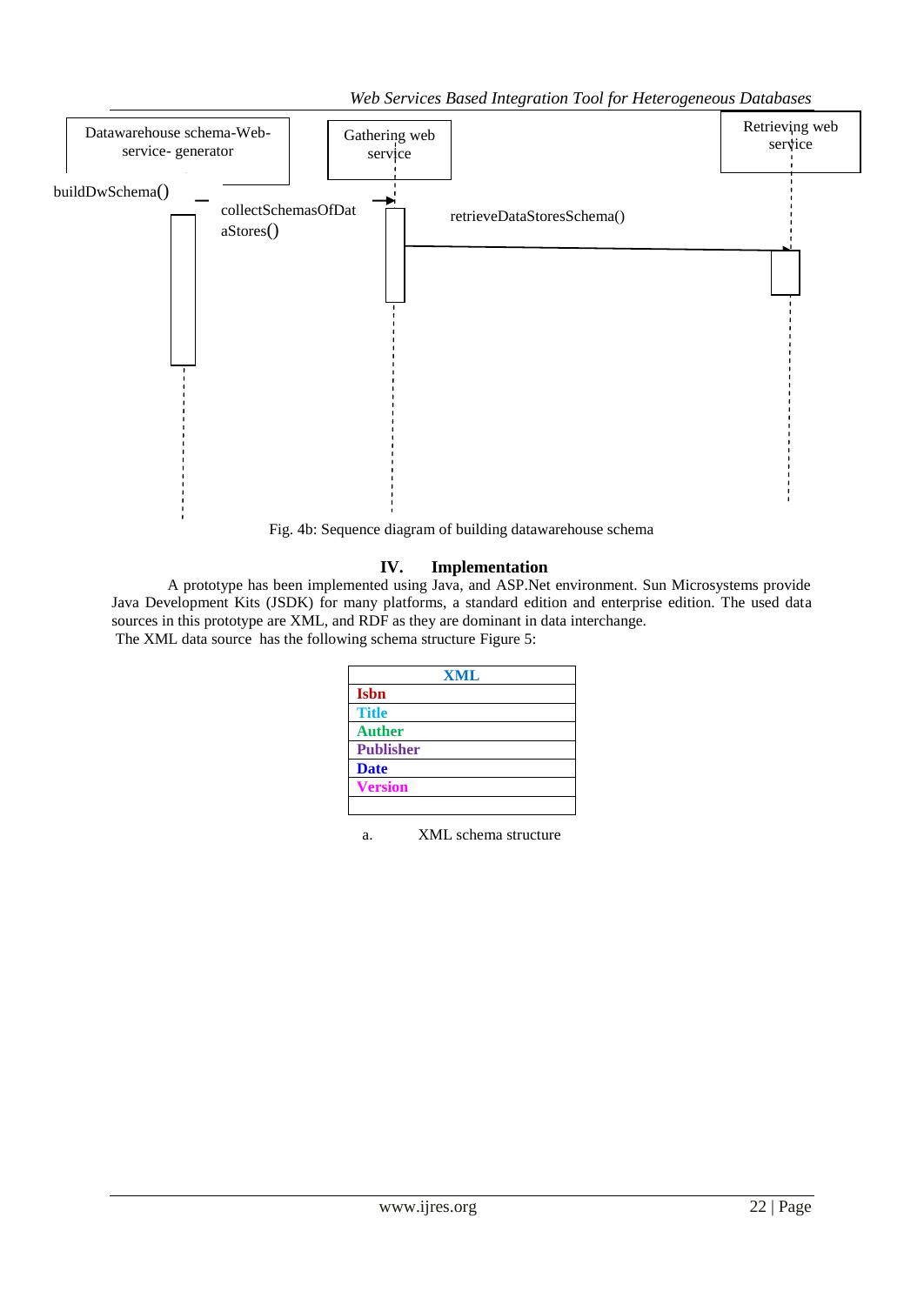Datawarehouse schema-Web-service- generator

Gathering web service

Retrieving web service

buildDwSchema()

collectSchemasOfDataStores()

retrieveDataStoresSchema()

Fig. 4b: Sequence diagram of building datawarehouse schema

## IV. Implementation

A prototype has been implemented using Java, and ASP.Net environment. Sun Microsystems provide Java Development Kits (JSDK) for many platforms, a standard edition and enterprise edition. The used data sources in this prototype are XML, and RDF as they are dominant in data interchange.

The XML data source has the following schema structure Figure 5:

| **XML** |
| --- |
| **Isbn** |
| **Title** |
| **Auther** |
| **Publisher** |
| **Date** |
| **Version** |
| |

a. XML schema structure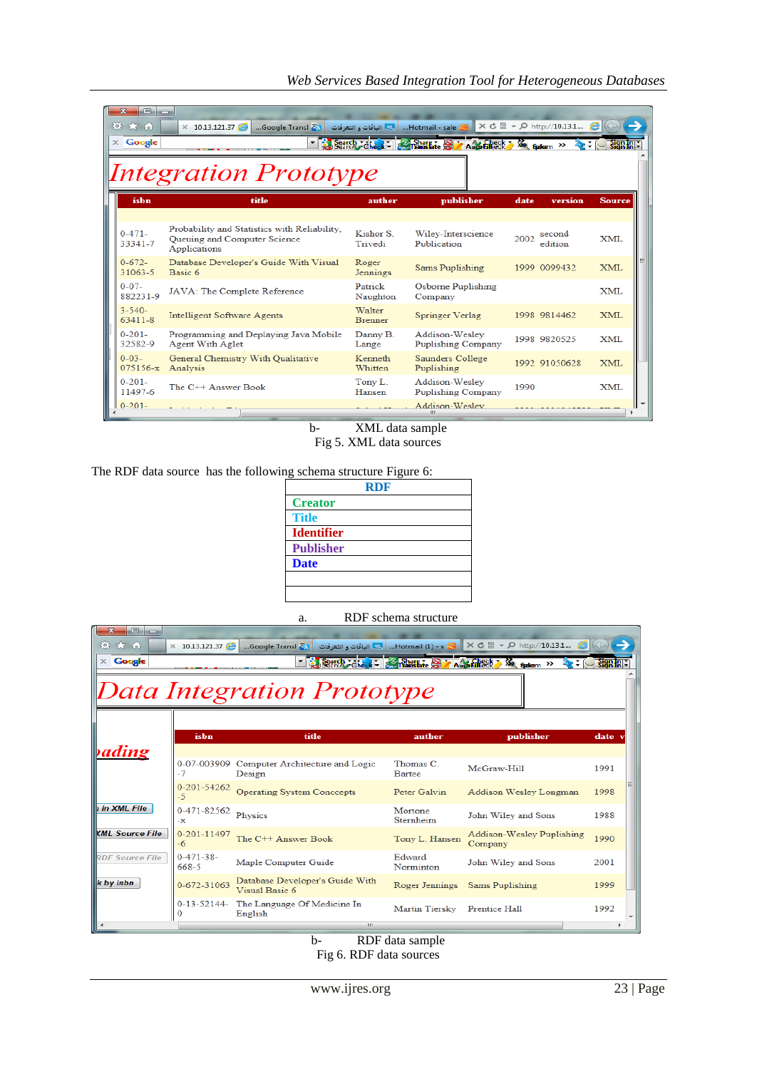| isbn | title | auther | publisher | date | version | Source |
|---|---|---|---|---|---|---|
| 0-471-33341-7 | Probability and Statistics with Reliability, Queuing and Computer Science Applications | Kishor S. Trivedi | Wiley-Interscience Publication | 2002 | second edition | XML |
| 0-672-31063-5 | Database Developer's Guide With Visual Basic 6 | Roger Jennings | Sams Puplishing | 1999 | 0099432 | XML |
| 0-07-882231-9 | JAVA: The Complete Reference | Patrick Naughton | Osborne Puplishing Company | | | XML |
| 3-540-63411-8 | Intelligent Software Agents | Walter Brenner | Springer Verlag | 1998 | 9814462 | XML |
| 0-201-32582-9 | Programming and Deplaying Java Mobile Agent With Aglet | Danny B. Lange | Addison-Wesley Puplishing Company | 1998 | 9820525 | XML |
| 0-03-075156-x | General Chemistry With Qualitative Analysis | Kenneth Whitten | Saunders College Puplishing | 1992 | 91050628 | XML |
| 0-201-11497-6 | The C++ Answer Book | Tony L. Hansen | Addison-Wesley Puplishing Company | 1990 | | XML |

b- XML data sample

Fig 5. XML data sources

The RDF data source has the following schema structure Figure 6:

| **RDF** |
|---|
| **Creator** |
| **Title** |
| **Identifier** |
| **Publisher** |
| **Date** |
| |
| |

a. RDF schema structure

| isbn | title | auther | publisher | date |
|---|---|---|---|---|
| 0-07-003909-7 | Computer Architecture and Logic Design | Thomas C. Bartee | McGraw-Hill | 1991 |
| 0-201-54262-5 | Operating System Conccepts | Peter Galvin | Addison Wesley Longman | 1998 |
| 0-471-82562-x | Physics | Mortone Sternheim | John Wiley and Sons | 1988 |
| 0-201-11497-6 | The C++ Answer Book | Tony L. Hansen | Addison-Wesley Puplishing Company | 1990 |
| 0-471-38-668-5 | Maple Computer Guide | Edward Norminton | John Wiley and Sons | 2001 |
| 0-672-31063 | Database Developer's Guide With Visual Basic 6 | Roger Jennings | Sams Puplishing | 1999 |
| 0-13-52144-0 | The Language Of Medicine In English | Martin Tiersky | Prentice Hall | 1992 |

b- RDF data sample

Fig 6. RDF data sources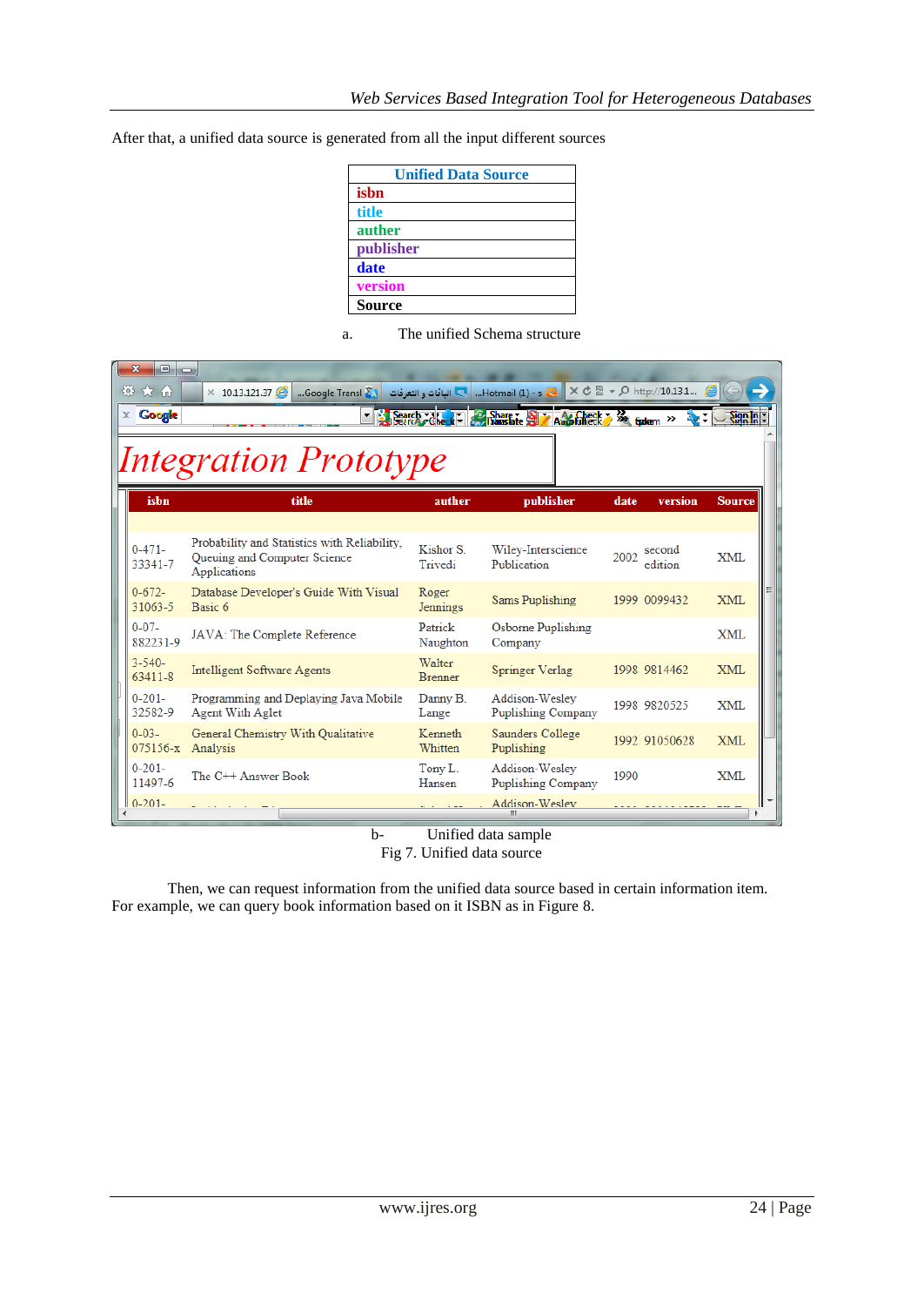After that, a unified data source is generated from all the input different sources

| Unified Data Source |
|---|
| isbn |
| title |
| auther |
| publisher |
| date |
| version |
| Source |

a. The unified Schema structure

| isbn | title | auther | publisher | date | version | Source |
|---|---|---|---|---|---|---|
| 0-471-33341-7 | Probability and Statistics with Reliability, Queuing and Computer Science Applications | Kishor S. Trivedi | Wiley-Interscience Publication | 2002 | second edition | XML |
| 0-672-31063-5 | Database Developer's Guide With Visual Basic 6 | Roger Jennings | Sams Puplishing | 1999 | 0099432 | XML |
| 0-07-882231-9 | JAVA: The Complete Reference | Patrick Naughton | Osborne Puplishing Company | | | XML |
| 3-540-63411-8 | Intelligent Software Agents | Walter Brenner | Springer Verlag | 1998 | 9814462 | XML |
| 0-201-32582-9 | Programming and Deplaying Java Mobile Agent With Aglet | Danny B. Lange | Addison-Wesley Puplishing Company | 1998 | 9820525 | XML |
| 0-03-075156-x | General Chemistry With Qualitative Analysis | Kenneth Whitten | Saunders College Puplishing | 1992 | 91050628 | XML |
| 0-201-11497-6 | The C++ Answer Book | Tony L. Hansen | Addison-Wesley Puplishing Company | 1990 | | XML |

b- Unified data sample

Fig 7. Unified data source

Then, we can request information from the unified data source based in certain information item. For example, we can query book information based on it ISBN as in Figure 8.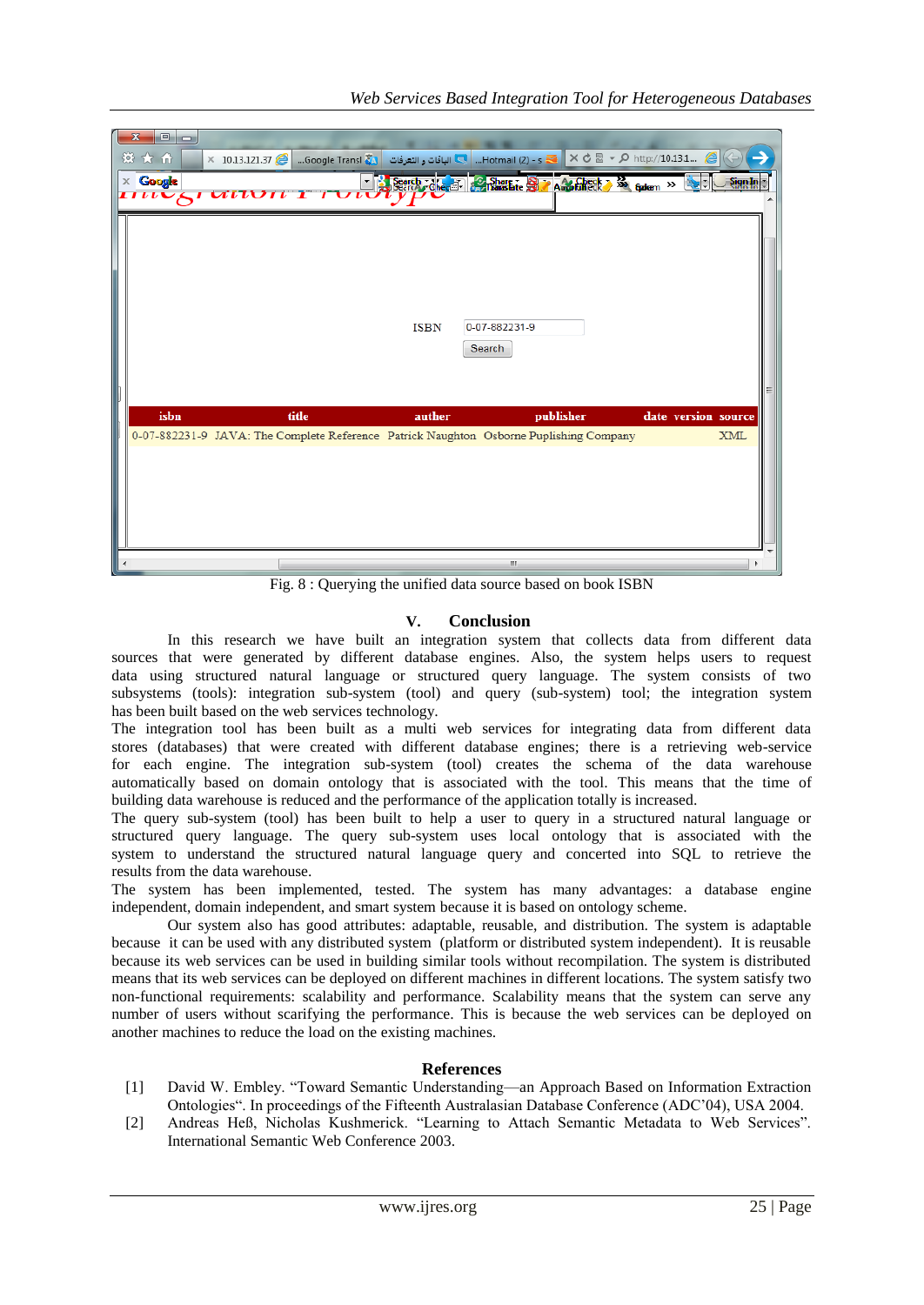Fig. 8 : Querying the unified data source based on book ISBN

## V. Conclusion

In this research we have built an integration system that collects data from different data sources that were generated by different database engines. Also, the system helps users to request data using structured natural language or structured query language. The system consists of two subsystems (tools): integration sub-system (tool) and query (sub-system) tool; the integration system has been built based on the web services technology.

The integration tool has been built as a multi web services for integrating data from different data stores (databases) that were created with different database engines; there is a retrieving web-service for each engine. The integration sub-system (tool) creates the schema of the data warehouse automatically based on domain ontology that is associated with the tool. This means that the time of building data warehouse is reduced and the performance of the application totally is increased.

The query sub-system (tool) has been built to help a user to query in a structured natural language or structured query language. The query sub-system uses local ontology that is associated with the system to understand the structured natural language query and concerted into SQL to retrieve the results from the data warehouse.

The system has been implemented, tested. The system has many advantages: a database engine independent, domain independent, and smart system because it is based on ontology scheme.

Our system also has good attributes: adaptable, reusable, and distribution. The system is adaptable because it can be used with any distributed system (platform or distributed system independent). It is reusable because its web services can be used in building similar tools without recompilation. The system is distributed means that its web services can be deployed on different machines in different locations. The system satisfy two non-functional requirements: scalability and performance. Scalability means that the system can serve any number of users without scarifying the performance. This is because the web services can be deployed on another machines to reduce the load on the existing machines.

## References

[1] David W. Embley. "Toward Semantic Understanding—an Approach Based on Information Extraction Ontologies". In proceedings of the Fifteenth Australasian Database Conference (ADC'04), USA 2004.

[2] Andreas Heß, Nicholas Kushmerick. "Learning to Attach Semantic Metadata to Web Services". International Semantic Web Conference 2003.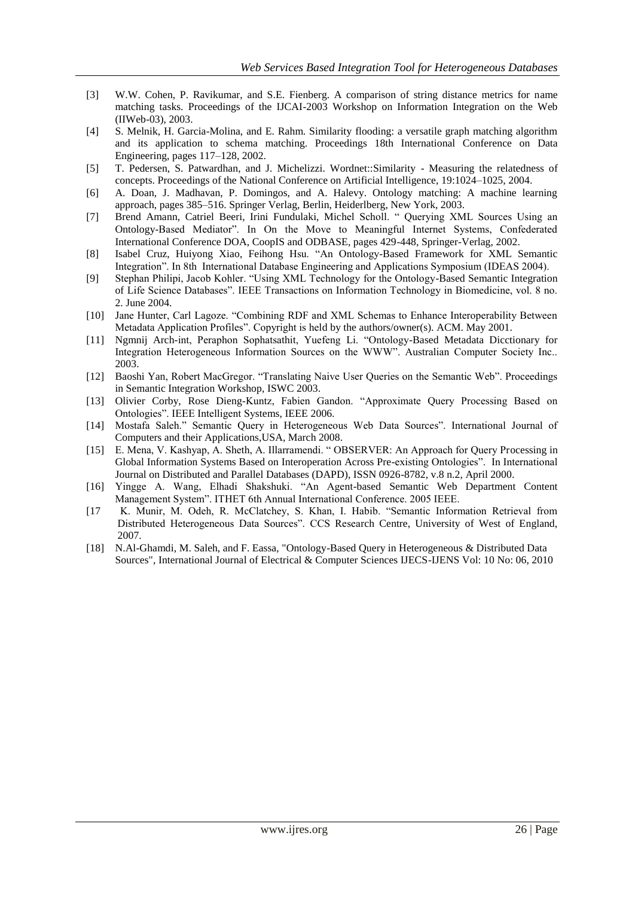[3] W.W. Cohen, P. Ravikumar, and S.E. Fienberg. A comparison of string distance metrics for name matching tasks. Proceedings of the IJCAI-2003 Workshop on Information Integration on the Web (IIWeb-03), 2003.

[4] S. Melnik, H. Garcia-Molina, and E. Rahm. Similarity flooding: a versatile graph matching algorithm and its application to schema matching. Proceedings 18th International Conference on Data Engineering, pages 117–128, 2002.

[5] T. Pedersen, S. Patwardhan, and J. Michelizzi. Wordnet::Similarity - Measuring the relatedness of concepts. Proceedings of the National Conference on Artificial Intelligence, 19:1024–1025, 2004.

[6] A. Doan, J. Madhavan, P. Domingos, and A. Halevy. Ontology matching: A machine learning approach, pages 385–516. Springer Verlag, Berlin, Heiderlberg, New York, 2003.

[7] Brend Amann, Catriel Beeri, Irini Fundulaki, Michel Scholl. " Querying XML Sources Using an Ontology-Based Mediator". In On the Move to Meaningful Internet Systems, Confederated International Conference DOA, CoopIS and ODBASE, pages 429-448, Springer-Verlag, 2002.

[8] Isabel Cruz, Huiyong Xiao, Feihong Hsu. "An Ontology-Based Framework for XML Semantic Integration". In 8th International Database Engineering and Applications Symposium (IDEAS 2004).

[9] Stephan Philipi, Jacob Kohler. "Using XML Technology for the Ontology-Based Semantic Integration of Life Science Databases". IEEE Transactions on Information Technology in Biomedicine, vol. 8 no. 2. June 2004.

[10] Jane Hunter, Carl Lagoze. "Combining RDF and XML Schemas to Enhance Interoperability Between Metadata Application Profiles". Copyright is held by the authors/owner(s). ACM. May 2001.

[11] Ngmnij Arch-int, Peraphon Sophatsathit, Yuefeng Li. "Ontology-Based Metadata Dicctionary for Integration Heterogeneous Information Sources on the WWW". Australian Computer Society Inc.. 2003.

[12] Baoshi Yan, Robert MacGregor. "Translating Naive User Queries on the Semantic Web". Proceedings in Semantic Integration Workshop, ISWC 2003.

[13] Olivier Corby, Rose Dieng-Kuntz, Fabien Gandon. "Approximate Query Processing Based on Ontologies". IEEE Intelligent Systems, IEEE 2006.

[14] Mostafa Saleh." Semantic Query in Heterogeneous Web Data Sources". International Journal of Computers and their Applications,USA, March 2008.

[15] E. Mena, V. Kashyap, A. Sheth, A. Illarramendi. " OBSERVER: An Approach for Query Processing in Global Information Systems Based on Interoperation Across Pre-existing Ontologies". In International Journal on Distributed and Parallel Databases (DAPD), ISSN 0926-8782, v.8 n.2, April 2000.

[16] Yingge A. Wang, Elhadi Shakshuki. "An Agent-based Semantic Web Department Content Management System". ITHET 6th Annual International Conference. 2005 IEEE.

[17 K. Munir, M. Odeh, R. McClatchey, S. Khan, I. Habib. "Semantic Information Retrieval from Distributed Heterogeneous Data Sources". CCS Research Centre, University of West of England, 2007.

[18] N.Al-Ghamdi, M. Saleh, and F. Eassa, "Ontology-Based Query in Heterogeneous & Distributed Data Sources", International Journal of Electrical & Computer Sciences IJECS-IJENS Vol: 10 No: 06, 2010